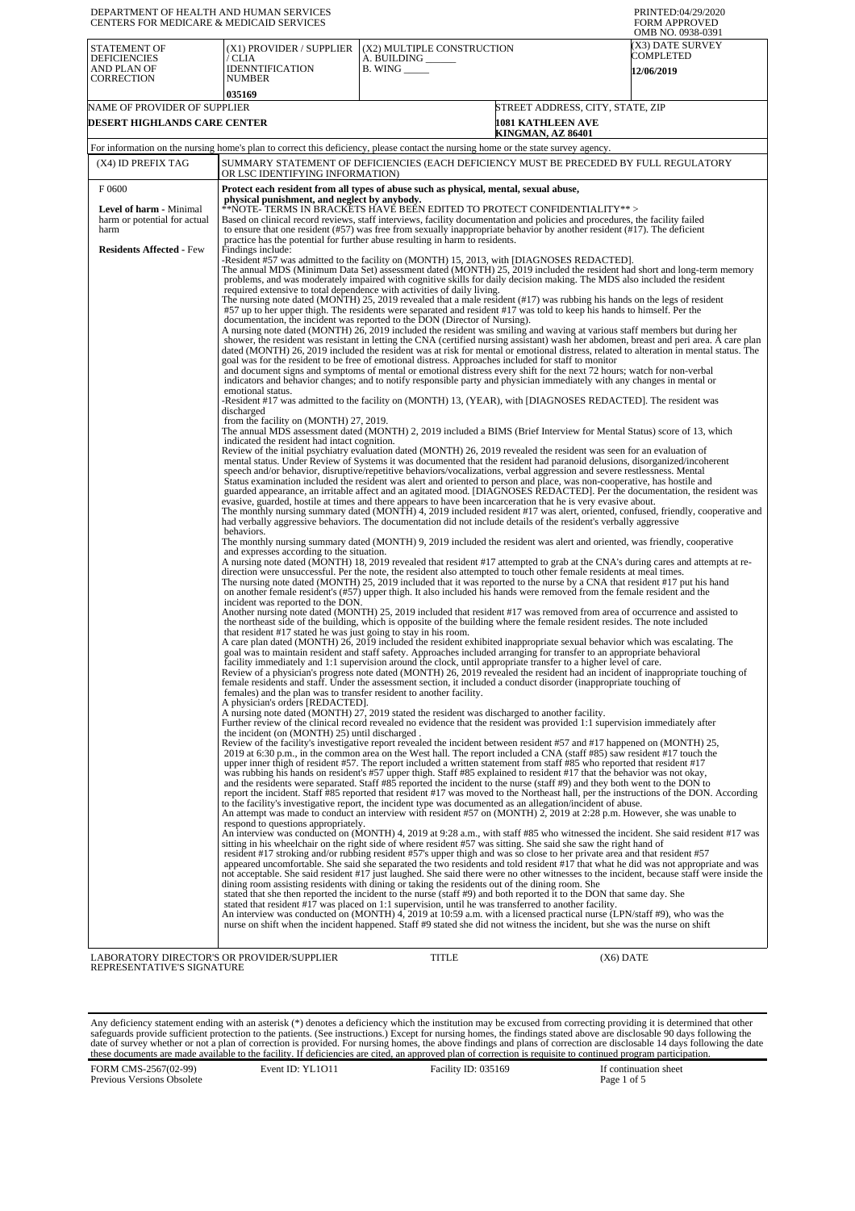DEPARTMENT OF HEALTH AND HUMAN SERVICES
CENTERS FOR MEDICARE & MEDICAID SERVICES

PRINTED:04/29/2020
FORM APPROVED
OMB NO. 0938-0391

| STATEMENT OF DEFICIENCIES AND PLAN OF CORRECTION | (X1) PROVIDER / SUPPLIER / CLIA IDENNTIFICATION NUMBER | (X2) MULTIPLE CONSTRUCTION A. BUILDING ______ B. WING _____ | (X3) DATE SURVEY COMPLETED |
|---|---|---|---|
| | **035169** | | **12/06/2019** |

| NAME OF PROVIDER OF SUPPLIER | STREET ADDRESS, CITY, STATE, ZIP |
|---|---|
| **DESERT HIGHLANDS CARE CENTER** | **1081 KATHLEEN AVE KINGMAN, AZ 86401** |

For information on the nursing home's plan to correct this deficiency, please contact the nursing home or the state survey agency.

| (X4) ID PREFIX TAG | SUMMARY STATEMENT OF DEFICIENCIES (EACH DEFICIENCY MUST BE PRECEDED BY FULL REGULATORY OR LSC IDENTIFYING INFORMATION) |
|---|---|
| F 0600<br><br>**Level of harm** - Minimal harm or potential for actual harm<br><br>**Residents Affected** - Few | **Protect each resident from all types of abuse such as physical, mental, sexual abuse, physical punishment, and neglect by anybody.**<br>**NOTE- TERMS IN BRACKETS HAVE BEEN EDITED TO PROTECT CONFIDENTIALITY** ><br>Based on clinical record reviews, staff interviews, facility documentation and policies and procedures, the facility failed to ensure that one resident (#57) was free from sexually inappropriate behavior by another resident (#17). The deficient practice has the potential for further abuse resulting in harm to residents.<br>Findings include:<br>-Resident #57 was admitted to the facility on (MONTH) 15, 2013, with [DIAGNOSES REDACTED].<br>The annual MDS (Minimum Data Set) assessment dated (MONTH) 25, 2019 included the resident had short and long-term memory problems, and was moderately impaired with cognitive skills for daily decision making. The MDS also included the resident required extensive to total dependence with activities of daily living.<br>The nursing note dated (MONTH) 25, 2019 revealed that a male resident (#17) was rubbing his hands on the legs of resident #57 up to her upper thigh. The residents were separated and resident #17 was told to keep his hands to himself. Per the documentation, the incident was reported to the DON (Director of Nursing).<br>A nursing note dated (MONTH) 26, 2019 included the resident was smiling and waving at various staff members but during her shower, the resident was resistant in letting the CNA (certified nursing assistant) wash her abdomen, breast and peri area. A care plan dated (MONTH) 26, 2019 included the resident was at risk for mental or emotional distress, related to alteration in mental status. The goal was for the resident to be free of emotional distress. Approaches included for staff to monitor and document signs and symptoms of mental or emotional distress every shift for the next 72 hours; watch for non-verbal indicators and behavior changes; and to notify responsible party and physician immediately with any changes in mental or emotional status.<br>-Resident #17 was admitted to the facility on (MONTH) 13, (YEAR), with [DIAGNOSES REDACTED]. The resident was discharged from the facility on (MONTH) 27, 2019.<br>The annual MDS assessment dated (MONTH) 2, 2019 included a BIMS (Brief Interview for Mental Status) score of 13, which indicated the resident had intact cognition.<br>Review of the initial psychiatry evaluation dated (MONTH) 26, 2019 revealed the resident was seen for an evaluation of mental status. Under Review of Systems it was documented that the resident had paranoid delusions, disorganized/incoherent speech and/or behavior, disruptive/repetitive behaviors/vocalizations, verbal aggression and severe restlessness. Mental Status examination included the resident was alert and oriented to person and place, was non-cooperative, has hostile and guarded appearance, an irritable affect and an agitated mood. [DIAGNOSES REDACTED]. Per the documentation, the resident was evasive, guarded, hostile at times and there appears to have been incarceration that he is very evasive about.<br>The monthly nursing summary dated (MONTH) 4, 2019 included resident #17 was alert, oriented, confused, friendly, cooperative and had verbally aggressive behaviors. The documentation did not include details of the resident's verbally aggressive behaviors.<br>The monthly nursing summary dated (MONTH) 9, 2019 included the resident was alert and oriented, was friendly, cooperative and expresses according to the situation.<br>A nursing note dated (MONTH) 18, 2019 revealed that resident #17 attempted to grab at the CNA's during cares and attempts at re-direction were unsuccessful. Per the note, the resident also attempted to touch other female residents at meal times.<br>The nursing note dated (MONTH) 25, 2019 included that it was reported to the nurse by a CNA that resident #17 put his hand on another female resident's (#57) upper thigh. It also included his hands were removed from the female resident and the incident was reported to the DON.<br>Another nursing note dated (MONTH) 25, 2019 included that resident #17 was removed from area of occurrence and assisted to the northeast side of the building, which is opposite of the building where the female resident resides. The note included that resident #17 stated he was just going to stay in his room.<br>A care plan dated (MONTH) 26, 2019 included the resident exhibited inappropriate sexual behavior which was escalating. The goal was to maintain resident and staff safety. Approaches included arranging for transfer to an appropriate behavioral facility immediately and 1:1 supervision around the clock, until appropriate transfer to a higher level of care.<br>Review of a physician's progress note dated (MONTH) 26, 2019 revealed the resident had an incident of inappropriate touching of female residents and staff. Under the assessment section, it included a conduct disorder (inappropriate touching of females) and the plan was to transfer resident to another facility.<br>A physician's orders [REDACTED].<br>A nursing note dated (MONTH) 27, 2019 stated the resident was discharged to another facility.<br>Further review of the clinical record revealed no evidence that the resident was provided 1:1 supervision immediately after the incident (on (MONTH) 25) until discharged .<br>Review of the facility's investigative report revealed the incident between resident #57 and #17 happened on (MONTH) 25, 2019 at 6:30 p.m., in the common area on the West hall. The report included a CNA (staff #85) saw resident #17 touch the upper inner thigh of resident #57. The report included a written statement from staff #85 who reported that resident #17 was rubbing his hands on resident's #57 upper thigh. Staff #85 explained to resident #17 that the behavior was not okay, and the residents were separated. Staff #85 reported the incident to the nurse (staff #9) and they both went to the DON to report the incident. Staff #85 reported that resident #17 was moved to the Northeast hall, per the instructions of the DON. According to the facility's investigative report, the incident type was documented as an allegation/incident of abuse.<br>An attempt was made to conduct an interview with resident #57 on (MONTH) 2, 2019 at 2:28 p.m. However, she was unable to respond to questions appropriately.<br>An interview was conducted on (MONTH) 4, 2019 at 9:28 a.m., with staff #85 who witnessed the incident. She said resident #17 was sitting in his wheelchair on the right side of where resident #57 was sitting. She said she saw the right hand of resident #17 stroking and/or rubbing resident #57's upper thigh and was so close to her private area and that resident #57 appeared uncomfortable. She said she separated the two residents and told resident #17 that what he did was not appropriate and was not acceptable. She said resident #17 just laughed. She said there were no other witnesses to the incident, because staff were inside the dining room assisting residents with dining or taking the residents out of the dining room. She stated that she then reported the incident to the nurse (staff #9) and both reported it to the DON that same day. She stated that resident #17 was placed on 1:1 supervision, until he was transferred to another facility.<br>An interview was conducted on (MONTH) 4, 2019 at 10:59 a.m. with a licensed practical nurse (LPN/staff #9), who was the nurse on shift when the incident happened. Staff #9 stated she did not witness the incident, but she was the nurse on shift |

LABORATORY DIRECTOR'S OR PROVIDER/SUPPLIER REPRESENTATIVE'S SIGNATURE | TITLE | (X6) DATE

Any deficiency statement ending with an asterisk (*) denotes a deficiency which the institution may be excused from correcting providing it is determined that other safeguards provide sufficient protection to the patients. (See instructions.) Except for nursing homes, the findings stated above are disclosable 90 days following the date of survey whether or not a plan of correction is provided. For nursing homes, the above findings and plans of correction are disclosable 14 days following the date these documents are made available to the facility. If deficiencies are cited, an approved plan of correction is requisite to continued program participation.

FORM CMS-2567(02-99) Previous Versions Obsolete | Event ID: YL1O11 | Facility ID: 035169 | If continuation sheet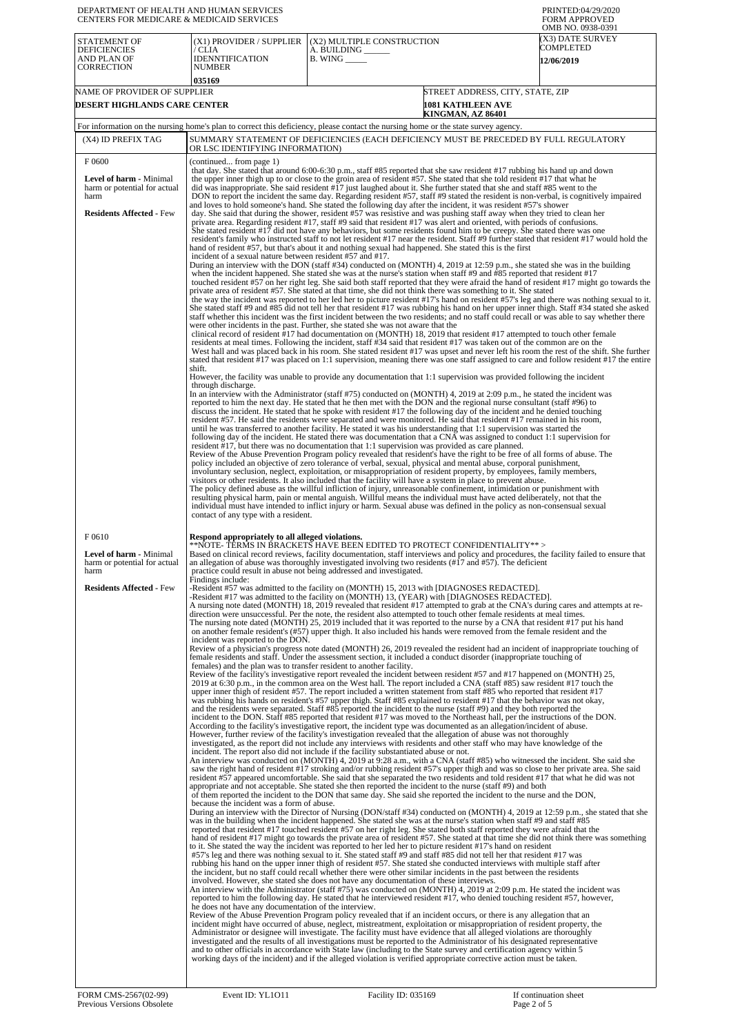DEPARTMENT OF HEALTH AND HUMAN SERVICES
CENTERS FOR MEDICARE & MEDICAID SERVICES

PRINTED:04/29/2020
FORM APPROVED
OMB NO. 0938-0391

| STATEMENT OF DEFICIENCIES AND PLAN OF CORRECTION | (X1) PROVIDER / SUPPLIER / CLIA IDENNTIFICATION NUMBER | (X2) MULTIPLE CONSTRUCTION A. BUILDING ______ B. WING _____ | (X3) DATE SURVEY COMPLETED |
|---|---|---|---|
| | 035169 | | 12/06/2019 |

| NAME OF PROVIDER OF SUPPLIER | STREET ADDRESS, CITY, STATE, ZIP |
|---|---|
| DESERT HIGHLANDS CARE CENTER | 1081 KATHLEEN AVE KINGMAN, AZ 86401 |

For information on the nursing home's plan to correct this deficiency, please contact the nursing home or the state survey agency.

| (X4) ID PREFIX TAG | SUMMARY STATEMENT OF DEFICIENCIES (EACH DEFICIENCY MUST BE PRECEDED BY FULL REGULATORY OR LSC IDENTIFYING INFORMATION) |
|---|---|
| F 0600<br><br>**Level of harm -** Minimal harm or potential for actual harm<br><br>**Residents Affected -** Few | (continued... from page 1)<br>that day. She stated that around 6:00-6:30 p.m., staff #85 reported that she saw resident #17 rubbing his hand up and down the upper inner thigh up to or close to the groin area of resident #57. She stated that she told resident #17 that what he did was inappropriate. She said resident #17 just laughed about it. She further stated that she and staff #85 went to the DON to report the incident the same day. Regarding resident #57, staff #9 stated the resident is non-verbal, is cognitively impaired and loves to hold someone's hand. She stated the following day after the incident, it was resident #57's shower day. She said that during the shower, resident #57 was resistive and was pushing staff away when they tried to clean her private area. Regarding resident #17, staff #9 said that resident #17 was alert and oriented, with periods of confusions. She stated resident #17 did not have any behaviors, but some residents found him to be creepy. She stated there was one resident's family who instructed staff to not let resident #17 near the resident. Staff #9 further stated that resident #17 would hold the hand of resident #57, but that's about it and nothing sexual had happened. She stated this is the first incident of a sexual nature between resident #57 and #17.<br>During an interview with the DON (staff #34) conducted on (MONTH) 4, 2019 at 12:59 p.m., she stated she was in the building when the incident happened. She stated she was at the nurse's station when staff #9 and #85 reported that resident #17 touched resident #57 on her right leg. She said both staff reported that they were afraid that the hand of resident #17 might go towards the private area of resident #57. She stated at that time, she did not think there was something to it. She stated the way the incident was reported to her led her to picture resident #17's hand on resident #57's leg and there was nothing sexual to it. She stated staff #9 and #85 did not tell her that resident #17 was rubbing his hand on her upper inner thigh. Staff #34 stated she asked staff whether this incident was the first incident between the two residents; and no staff could recall or was able to say whether there were other incidents in the past. Further, she stated she was not aware that the clinical record of resident #17 had documentation on (MONTH) 18, 2019 that resident #17 attempted to touch other female residents at meal times. Following the incident, staff #34 said that resident #17 was taken out of the common are on the West hall and was placed back in his room. She stated resident #17 was upset and never left his room the rest of the shift. She further stated that resident #17 was placed on 1:1 supervision, meaning there was one staff assigned to care and follow resident #17 the entire shift.<br>However, the facility was unable to provide any documentation that 1:1 supervision was provided following the incident through discharge.<br>In an interview with the Administrator (staff #75) conducted on (MONTH) 4, 2019 at 2:09 p.m., he stated the incident was reported to him the next day. He stated that he then met with the DON and the regional nurse consultant (staff #96) to discuss the incident. He stated that he spoke with resident #17 the following day of the incident and he denied touching resident #57. He said the residents were separated and were monitored. He said that resident #17 remained in his room, until he was transferred to another facility. He stated it was his understanding that 1:1 supervision was started the following day of the incident. He stated there was documentation that a CNA was assigned to conduct 1:1 supervision for resident #17, but there was no documentation that 1:1 supervision was provided as care planned.<br>Review of the Abuse Prevention Program policy revealed that resident's have the right to be free of all forms of abuse. The policy included an objective of zero tolerance of verbal, sexual, physical and mental abuse, corporal punishment, involuntary seclusion, neglect, exploitation, or misappropriation of resident property, by employees, family members, visitors or other residents. It also included that the facility will have a system in place to prevent abuse.<br>The policy defined abuse as the willful infliction of injury, unreasonable confinement, intimidation or punishment with resulting physical harm, pain or mental anguish. Willful means the individual must have acted deliberately, not that the individual must have intended to inflict injury or harm. Sexual abuse was defined in the policy as non-consensual sexual contact of any type with a resident. |
| F 0610<br><br>**Level of harm -** Minimal harm or potential for actual harm<br><br>**Residents Affected -** Few | **Respond appropriately to all alleged violations.**<br>**NOTE- TERMS IN BRACKETS HAVE BEEN EDITED TO PROTECT CONFIDENTIALITY** ><br>Based on clinical record reviews, facility documentation, staff interviews and policy and procedures, the facility failed to ensure that an allegation of abuse was thoroughly investigated involving two residents (#17 and #57). The deficient practice could result in abuse not being addressed and investigated.<br>Findings include:<br>-Resident #57 was admitted to the facility on (MONTH) 15, 2013 with [DIAGNOSES REDACTED].<br>-Resident #17 was admitted to the facility on (MONTH) 13, (YEAR) with [DIAGNOSES REDACTED].<br>A nursing note dated (MONTH) 18, 2019 revealed that resident #17 attempted to grab at the CNA's during cares and attempts at re-direction were unsuccessful. Per the note, the resident also attempted to touch other female residents at meal times.<br>The nursing note dated (MONTH) 25, 2019 included that it was reported to the nurse by a CNA that resident #17 put his hand on another female resident's (#57) upper thigh. It also included his hands were removed from the female resident and the incident was reported to the DON.<br>Review of a physician's progress note dated (MONTH) 26, 2019 revealed the resident had an incident of inappropriate touching of female residents and staff. Under the assessment section, it included a conduct disorder (inappropriate touching of females) and the plan was to transfer resident to another facility.<br>Review of the facility's investigative report revealed the incident between resident #57 and #17 happened on (MONTH) 25, 2019 at 6:30 p.m., in the common area on the West hall. The report included a CNA (staff #85) saw resident #17 touch the upper inner thigh of resident #57. The report included a written statement from staff #85 who reported that resident #17 was rubbing his hands on resident's #57 upper thigh. Staff #85 explained to resident #17 that the behavior was not okay, and the residents were separated. Staff #85 reported the incident to the nurse (staff #9) and they both reported the incident to the DON. Staff #85 reported that resident #17 was moved to the Northeast hall, per the instructions of the DON.<br>According to the facility's investigative report, the incident type was documented as an allegation/incident of abuse.<br>However, further review of the facility's investigation revealed that the allegation of abuse was not thoroughly investigated, as the report did not include any interviews with residents and other staff who may have knowledge of the incident. The report also did not include if the facility substantiated abuse or not.<br>An interview was conducted on (MONTH) 4, 2019 at 9:28 a.m., with a CNA (staff #85) who witnessed the incident. She said she saw the right hand of resident #17 stroking and/or rubbing resident #57's upper thigh and was so close to her private area. She said resident #57 appeared uncomfortable. She said that she separated the two residents and told resident #17 that what he did was not appropriate and not acceptable. She stated she then reported the incident to the nurse (staff #9) and both of them reported the incident to the DON that same day. She said she reported the incident to the nurse and the DON, because the incident was a form of abuse.<br>During an interview with the Director of Nursing (DON/staff #34) conducted on (MONTH) 4, 2019 at 12:59 p.m., she stated that she was in the building when the incident happened. She stated she was at the nurse's station when staff #9 and staff #85 reported that resident #17 touched resident #57 on her right leg. She stated both staff reported they were afraid that the hand of resident #17 might go towards the private area of resident #57. She stated at that time she did not think there was something to it. She stated the way the incident was reported to her led her to picture resident #17's hand on resident #57's leg and there was nothing sexual to it. She stated staff #9 and staff #85 did not tell her that resident #17 was rubbing his hand on the upper inner thigh of resident #57. She stated she conducted interviews with multiple staff after the incident, but no staff could recall whether there were other similar incidents in the past between the residents involved. However, she stated she does not have any documentation of these interviews.<br>An interview with the Administrator (staff #75) was conducted on (MONTH) 4, 2019 at 2:09 p.m. He stated the incident was reported to him the following day. He stated that he interviewed resident #17, who denied touching resident #57, however, he does not have any documentation of the interview.<br>Review of the Abuse Prevention Program policy revealed that if an incident occurs, or there is any allegation that an incident might have occurred of abuse, neglect, mistreatment, exploitation or misappropriation of resident property, the Administrator or designee will investigate. The facility must have evidence that all alleged violations are thoroughly investigated and the results of all investigations must be reported to the Administrator of his designated representative and to other officials in accordance with State law (including to the State survey and certification agency within 5 working days of the incident) and if the alleged violation is verified appropriate corrective action must be taken. |

FORM CMS-2567(02-99) Previous Versions Obsolete | Event ID: YL1O11 | Facility ID: 035169 | If continuation sheet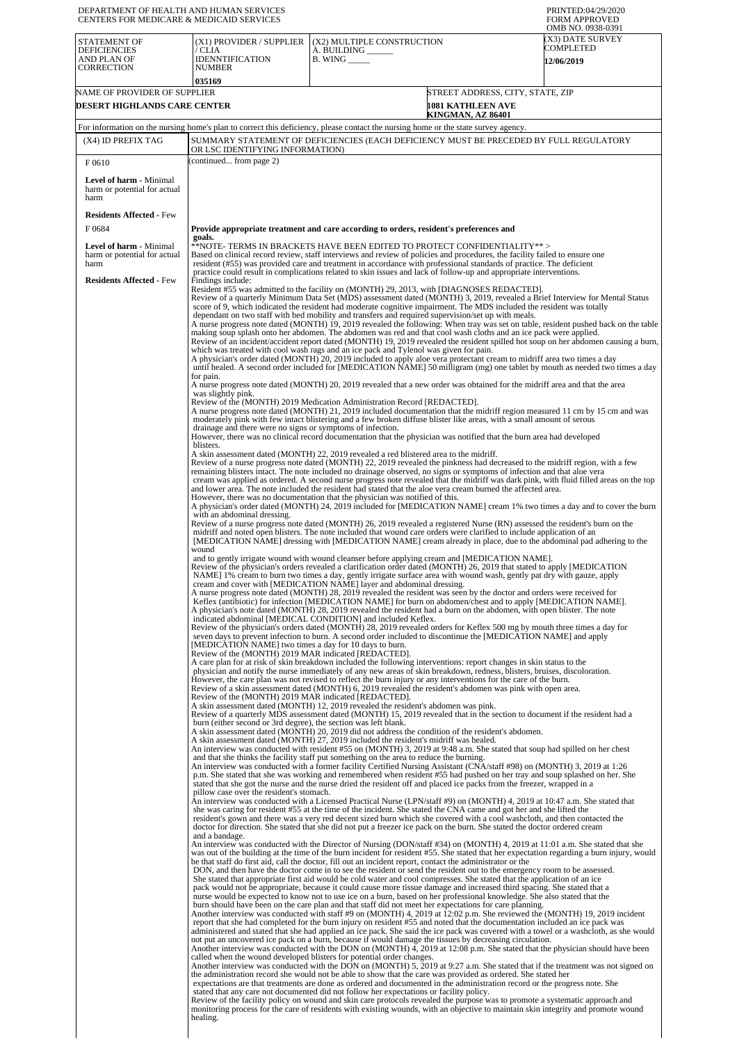DEPARTMENT OF HEALTH AND HUMAN SERVICES
CENTERS FOR MEDICARE & MEDICAID SERVICES

PRINTED:04/29/2020
FORM APPROVED
OMB NO. 0938-0391

| STATEMENT OF DEFICIENCIES AND PLAN OF CORRECTION | (X1) PROVIDER / SUPPLIER / CLIA IDENNTIFICATION NUMBER | (X2) MULTIPLE CONSTRUCTION A. BUILDING ______ B. WING _____ | (X3) DATE SURVEY COMPLETED |
|---|---|---|---|
| | 035169 | | 12/06/2019 |

| NAME OF PROVIDER OF SUPPLIER | STREET ADDRESS, CITY, STATE, ZIP |
|---|---|
| DESERT HIGHLANDS CARE CENTER | 1081 KATHLEEN AVE KINGMAN, AZ 86401 |

For information on the nursing home's plan to correct this deficiency, please contact the nursing home or the state survey agency.

| (X4) ID PREFIX TAG | SUMMARY STATEMENT OF DEFICIENCIES (EACH DEFICIENCY MUST BE PRECEDED BY FULL REGULATORY OR LSC IDENTIFYING INFORMATION) |
|---|---|
| F 0610<br><br>**Level of harm** - Minimal harm or potential for actual harm<br><br>**Residents Affected** - Few | (continued... from page 2) |
| F 0684<br><br>**Level of harm** - Minimal harm or potential for actual harm<br><br>**Residents Affected** - Few | **Provide appropriate treatment and care according to orders, resident's preferences and goals.** |

**NOTE- TERMS IN BRACKETS HAVE BEEN EDITED TO PROTECT CONFIDENTIALITY** >
Based on clinical record review, staff interviews and review of policies and procedures, the facility failed to ensure one resident (#55) was provided care and treatment in accordance with professional standards of practice. The deficient practice could result in complications related to skin issues and lack of follow-up and appropriate interventions.

Findings include:

Resident #55 was admitted to the facility on (MONTH) 29, 2013, with [DIAGNOSES REDACTED].

Review of a quarterly Minimum Data Set (MDS) assessment dated (MONTH) 3, 2019, revealed a Brief Interview for Mental Status score of 9, which indicated the resident had moderate cognitive impairment. The MDS included the resident was totally dependant on two staff with bed mobility and transfers and required supervision/set up with meals.

A nurse progress note dated (MONTH) 19, 2019 revealed the following: When tray was set on table, resident pushed back on the table making soup splash onto her abdomen. The abdomen was red and that cool wash cloths and an ice pack were applied.

Review of an incident/accident report dated (MONTH) 19, 2019 revealed the resident spilled hot soup on her abdomen causing a burn, which was treated with cool wash rags and an ice pack and Tylenol was given for pain.

A physician's order dated (MONTH) 20, 2019 included to apply aloe vera protectant cream to midriff area two times a day until healed. A second order included for [MEDICATION NAME] 50 milligram (mg) one tablet by mouth as needed two times a day for pain.

A nurse progress note dated (MONTH) 20, 2019 revealed that a new order was obtained for the midriff area and that the area was slightly pink.

Review of the (MONTH) 2019 Medication Administration Record [REDACTED].

A nurse progress note dated (MONTH) 21, 2019 included documentation that the midriff region measured 11 cm by 15 cm and was moderately pink with few intact blistering and a few broken diffuse blister like areas, with a small amount of serous drainage and there were no signs or symptoms of infection.

However, there was no clinical record documentation that the physician was notified that the burn area had developed blisters.

A skin assessment dated (MONTH) 22, 2019 revealed a red blistered area to the midriff.

Review of a nurse progress note dated (MONTH) 22, 2019 revealed the pinkness had decreased to the midriff region, with a few remaining blisters intact. The note included no drainage observed, no signs or symptoms of infection and that aloe vera cream was applied as ordered. A second nurse progress note revealed that the midriff was dark pink, with fluid filled areas on the top and lower area. The note included the resident had stated that the aloe vera cream burned the affected area.

However, there was no documentation that the physician was notified of this.

A physician's order dated (MONTH) 24, 2019 included for [MEDICATION NAME] cream 1% two times a day and to cover the burn with an abdominal dressing.

Review of a nurse progress note dated (MONTH) 26, 2019 revealed a registered Nurse (RN) assessed the resident's burn on the midriff and noted open blisters. The note included that wound care orders were clarified to include application of an [MEDICATION NAME] dressing with [MEDICATION NAME] cream already in place, due to the abdominal pad adhering to the wound and to gently irrigate wound with wound cleanser before applying cream and [MEDICATION NAME].

Review of the physician's orders revealed a clarification order dated (MONTH) 26, 2019 that stated to apply [MEDICATION NAME] 1% cream to burn two times a day, gently irrigate surface area with wound wash, gently pat dry with gauze, apply cream and cover with [MEDICATION NAME] layer and abdominal dressing.

A nurse progress note dated (MONTH) 28, 2019 revealed the resident was seen by the doctor and orders were received for Keflex (antibiotic) for infection [MEDICATION NAME] for burn on abdomen/chest and to apply [MEDICATION NAME].

A physician's note dated (MONTH) 28, 2019 revealed the resident had a burn on the abdomen, with open blister. The note indicated abdominal [MEDICAL CONDITION] and included Keflex.

Review of the physician's orders dated (MONTH) 28, 2019 revealed orders for Keflex 500 mg by mouth three times a day for seven days to prevent infection to burn. A second order included to discontinue the [MEDICATION NAME] and apply [MEDICATION NAME] two times a day for 10 days to burn.

Review of the (MONTH) 2019 MAR indicated [REDACTED].

A care plan for at risk of skin breakdown included the following interventions: report changes in skin status to the physician and notify the nurse immediately of any new areas of skin breakdown, redness, blisters, bruises, discoloration.

However, the care plan was not revised to reflect the burn injury or any interventions for the care of the burn.

Review of a skin assessment dated (MONTH) 6, 2019 revealed the resident's abdomen was pink with open area.

Review of the (MONTH) 2019 MAR indicated [REDACTED].

A skin assessment dated (MONTH) 12, 2019 revealed the resident's abdomen was pink.

Review of a quarterly MDS assessment dated (MONTH) 15, 2019 revealed that in the section to document if the resident had a burn (either second or 3rd degree), the section was left blank.

A skin assessment dated (MONTH) 20, 2019 did not address the condition of the resident's abdomen.

A skin assessment dated (MONTH) 27, 2019 included the resident's midriff was healed.

An interview was conducted with resident #55 on (MONTH) 3, 2019 at 9:48 a.m. She stated that soup had spilled on her chest and that she thinks the facility staff put something on the area to reduce the burning.

An interview was conducted with a former facility Certified Nursing Assistant (CNA/staff #98) on (MONTH) 3, 2019 at 1:26 p.m. She stated that she was working and remembered when resident #55 had pushed on her tray and soup splashed on her. She stated that she got the nurse and the nurse dried the resident off and placed ice packs from the freezer, wrapped in a pillow case over the resident's stomach.

An interview was conducted with a Licensed Practical Nurse (LPN/staff #9) on (MONTH) 4, 2019 at 10:47 a.m. She stated that she was caring for resident #55 at the time of the incident. She stated the CNA came and got her and she lifted the resident's gown and there was a very red decent sized burn which she covered with a cool washcloth, and then contacted the doctor for direction. She stated that she did not put a freezer ice pack on the burn. She stated the doctor ordered cream and a bandage.

An interview was conducted with the Director of Nursing (DON/staff #34) on (MONTH) 4, 2019 at 11:01 a.m. She stated that she was out of the building at the time of the burn incident for resident #55. She stated that her expectation regarding a burn injury, would be that staff do first aid, call the doctor, fill out an incident report, contact the administrator or the DON, and then have the doctor come in to see the resident or send the resident out to the emergency room to be assessed. She stated that appropriate first aid would be cold water and cool compresses. She stated that the application of an ice pack would not be appropriate, because it could cause more tissue damage and increased third spacing. She stated that a nurse would be expected to know not to use ice on a burn, based on her professional knowledge. She also stated that the burn should have been on the care plan and that staff did not meet her expectations for care planning.

Another interview was conducted with staff #9 on (MONTH) 4, 2019 at 12:02 p.m. She reviewed the (MONTH) 19, 2019 incident report that she had completed for the burn injury on resident #55 and noted that the documentation included an ice pack was administered and stated that she had applied an ice pack. She said the ice pack was covered with a towel or a washcloth, as she would not put an uncovered ice pack on a burn, because if would damage the tissues by decreasing circulation.

Another interview was conducted with the DON on (MONTH) 4, 2019 at 12:08 p.m. She stated that the physician should have been called when the wound developed blisters for potential order changes.

Another interview was conducted with the DON on (MONTH) 5, 2019 at 9:27 a.m. She stated that if the treatment was not signed on the administration record she would not be able to show that the care was provided as ordered. She stated her expectations are that treatments are done as ordered and documented in the administration record or the progress note. She stated that any care not documented did not follow her expectations or facility policy.

Review of the facility policy on wound and skin care protocols revealed the purpose was to promote a systematic approach and monitoring process for the care of residents with existing wounds, with an objective to maintain skin integrity and promote wound healing.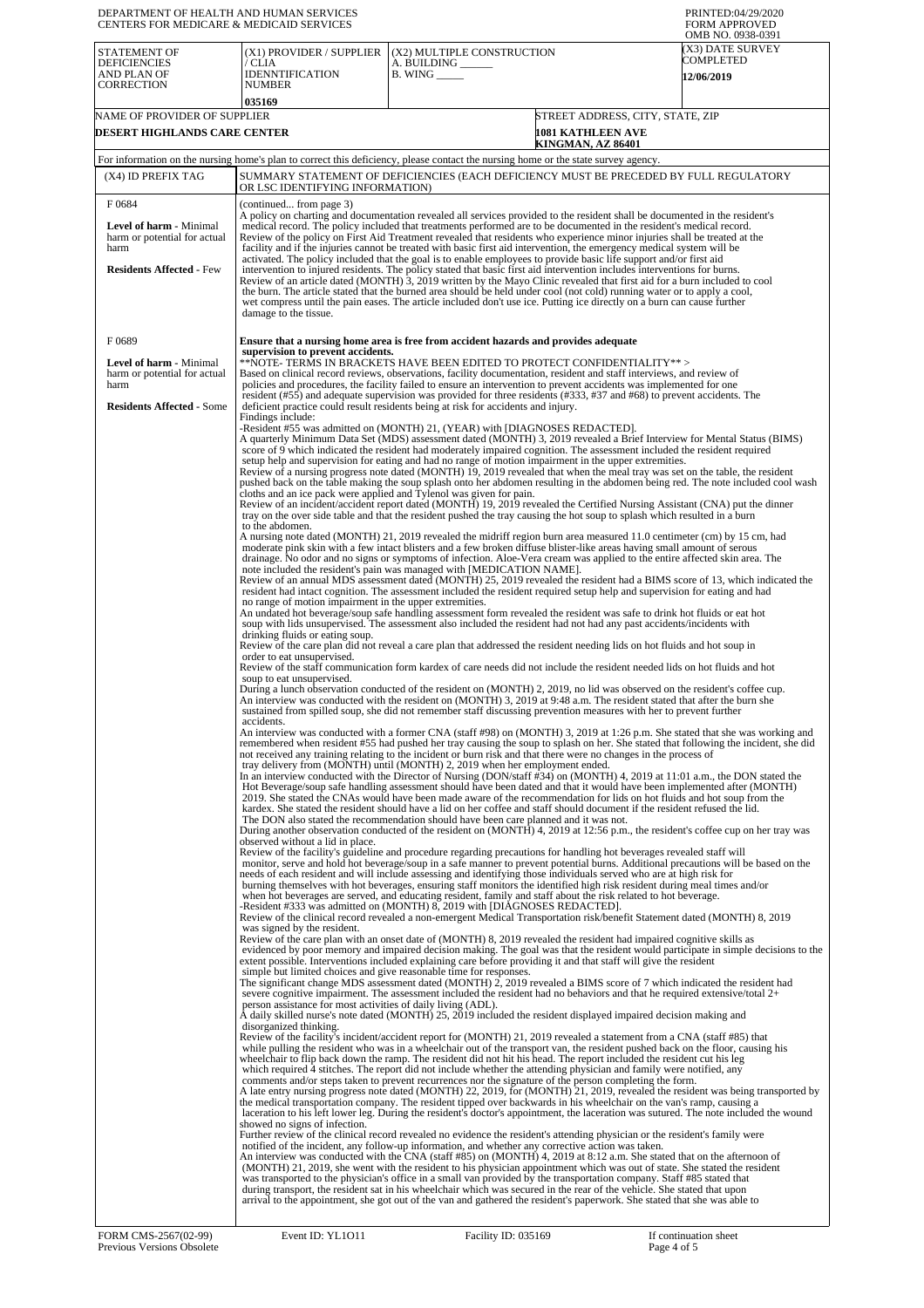DEPARTMENT OF HEALTH AND HUMAN SERVICES
CENTERS FOR MEDICARE & MEDICAID SERVICES

PRINTED:04/29/2020
FORM APPROVED
OMB NO. 0938-0391

| STATEMENT OF DEFICIENCIES AND PLAN OF CORRECTION | (X1) PROVIDER / SUPPLIER / CLIA IDENNTIFICATION NUMBER | (X2) MULTIPLE CONSTRUCTION A. BUILDING ______ B. WING _____ | (X3) DATE SURVEY COMPLETED |
|---|---|---|---|
| | 035169 | | 12/06/2019 |

| NAME OF PROVIDER OF SUPPLIER | STREET ADDRESS, CITY, STATE, ZIP |
|---|---|
| DESERT HIGHLANDS CARE CENTER | 1081 KATHLEEN AVE KINGMAN, AZ 86401 |

For information on the nursing home's plan to correct this deficiency, please contact the nursing home or the state survey agency.

| (X4) ID PREFIX TAG | SUMMARY STATEMENT OF DEFICIENCIES (EACH DEFICIENCY MUST BE PRECEDED BY FULL REGULATORY OR LSC IDENTIFYING INFORMATION) |
|---|---|
| F 0684<br><br>**Level of harm** - Minimal harm or potential for actual harm<br><br>**Residents Affected** - Few | (continued... from page 3)<br>A policy on charting and documentation revealed all services provided to the resident shall be documented in the resident's medical record. The policy included that treatments performed are to be documented in the resident's medical record.<br>Review of the policy on First Aid Treatment revealed that residents who experience minor injuries shall be treated at the facility and if the injuries cannot be treated with basic first aid intervention, the emergency medical system will be activated. The policy included that the goal is to enable employees to provide basic life support and/or first aid intervention to injured residents. The policy stated that basic first aid intervention includes interventions for burns.<br>Review of an article dated (MONTH) 3, 2019 written by the Mayo Clinic revealed that first aid for a burn included to cool the burn. The article stated that the burned area should be held under cool (not cold) running water or to apply a cool, wet compress until the pain eases. The article included don't use ice. Putting ice directly on a burn can cause further damage to the tissue. |
| F 0689<br><br>**Level of harm** - Minimal harm or potential for actual harm<br><br>**Residents Affected** - Some | **Ensure that a nursing home area is free from accident hazards and provides adequate supervision to prevent accidents.**<br>**NOTE- TERMS IN BRACKETS HAVE BEEN EDITED TO PROTECT CONFIDENTIALITY** ><br>Based on clinical record reviews, observations, facility documentation, resident and staff interviews, and review of policies and procedures, the facility failed to ensure an intervention to prevent accidents was implemented for one resident (#55) and adequate supervision was provided for three residents (#333, #37 and #68) to prevent accidents. The deficient practice could result residents being at risk for accidents and injury.<br>Findings include:<br>-Resident #55 was admitted on (MONTH) 21, (YEAR) with [DIAGNOSES REDACTED].<br>A quarterly Minimum Data Set (MDS) assessment dated (MONTH) 3, 2019 revealed a Brief Interview for Mental Status (BIMS) score of 9 which indicated the resident had moderately impaired cognition. The assessment included the resident required setup help and supervision for eating and had no range of motion impairment in the upper extremities.<br>Review of a nursing progress note dated (MONTH) 19, 2019 revealed that when the meal tray was set on the table, the resident pushed back on the table making the soup splash onto her abdomen resulting in the abdomen being red. The note included cool wash cloths and an ice pack were applied and Tylenol was given for pain.<br>Review of an incident/accident report dated (MONTH) 19, 2019 revealed the Certified Nursing Assistant (CNA) put the dinner tray on the over side table and that the resident pushed the tray causing the hot soup to splash which resulted in a burn to the abdomen.<br>A nursing note dated (MONTH) 21, 2019 revealed the midriff region burn area measured 11.0 centimeter (cm) by 15 cm, had moderate pink skin with a few intact blisters and a few broken diffuse blister-like areas having small amount of serous drainage. No odor and no signs or symptoms of infection. Aloe-Vera cream was applied to the entire affected skin area. The note included the resident's pain was managed with [MEDICATION NAME].<br>Review of an annual MDS assessment dated (MONTH) 25, 2019 revealed the resident had a BIMS score of 13, which indicated the resident had intact cognition. The assessment included the resident required setup help and supervision for eating and had no range of motion impairment in the upper extremities.<br>An undated hot beverage/soup safe handling assessment form revealed the resident was safe to drink hot fluids or eat hot soup with lids unsupervised. The assessment also included the resident had not had any past accidents/incidents with drinking fluids or eating soup.<br>Review of the care plan did not reveal a care plan that addressed the resident needing lids on hot fluids and hot soup in order to eat unsupervised.<br>Review of the staff communication form kardex of care needs did not include the resident needed lids on hot fluids and hot soup to eat unsupervised.<br>During a lunch observation conducted of the resident on (MONTH) 2, 2019, no lid was observed on the resident's coffee cup.<br>An interview was conducted with the resident on (MONTH) 3, 2019 at 9:48 a.m. The resident stated that after the burn she sustained from spilled soup, she did not remember staff discussing prevention measures with her to prevent further accidents.<br>An interview was conducted with a former CNA (staff #98) on (MONTH) 3, 2019 at 1:26 p.m. She stated that she was working and remembered when resident #55 had pushed her tray causing the soup to splash on her. She stated that following the incident, she did not received any training relating to the incident or burn risk and that there were no changes in the process of tray delivery from (MONTH) until (MONTH) 2, 2019 when her employment ended.<br>In an interview conducted with the Director of Nursing (DON/staff #34) on (MONTH) 4, 2019 at 11:01 a.m., the DON stated the Hot Beverage/soup safe handling assessment should have been dated and that it would have been implemented after (MONTH) 2019. She stated the CNAs would have been made aware of the recommendation for lids on hot fluids and hot soup from the kardex. She stated the resident should have a lid on her coffee and staff should document if the resident refused the lid. The DON also stated the recommendation should have been care planned and it was not.<br>During another observation conducted of the resident on (MONTH) 4, 2019 at 12:56 p.m., the resident's coffee cup on her tray was observed without a lid in place.<br>Review of the facility's guideline and procedure regarding precautions for handling hot beverages revealed staff will monitor, serve and hold hot beverage/soup in a safe manner to prevent potential burns. Additional precautions will be based on the needs of each resident and will include assessing and identifying those individuals served who are at high risk for burning themselves with hot beverages, ensuring staff monitors the identified high risk resident during meal times and/or when hot beverages are served, and educating resident, family and staff about the risk related to hot beverage.<br>-Resident #333 was admitted on (MONTH) 8, 2019 with [DIAGNOSES REDACTED].<br>Review of the clinical record revealed a non-emergent Medical Transportation risk/benefit Statement dated (MONTH) 8, 2019 was signed by the resident.<br>Review of the care plan with an onset date of (MONTH) 8, 2019 revealed the resident had impaired cognitive skills as evidenced by poor memory and impaired decision making. The goal was that the resident would participate in simple decisions to the extent possible. Interventions included explaining care before providing it and that staff will give the resident simple but limited choices and give reasonable time for responses.<br>The significant change MDS assessment dated (MONTH) 2, 2019 revealed a BIMS score of 7 which indicated the resident had severe cognitive impairment. The assessment included the resident had no behaviors and that he required extensive/total 2+ person assistance for most activities of daily living (ADL).<br>A daily skilled nurse's note dated (MONTH) 25, 2019 included the resident displayed impaired decision making and disorganized thinking.<br>Review of the facility's incident/accident report for (MONTH) 21, 2019 revealed a statement from a CNA (staff #85) that while pulling the resident who was in a wheelchair out of the transport van, the resident pushed back on the floor, causing his wheelchair to flip back down the ramp. The resident did not hit his head. The report included the resident cut his leg which required 4 stitches. The report did not include whether the attending physician and family were notified, any comments and/or steps taken to prevent recurrences nor the signature of the person completing the form.<br>A late entry nursing progress note dated (MONTH) 22, 2019, for (MONTH) 21, 2019, revealed the resident was being transported by the medical transportation company. The resident tipped over backwards in his wheelchair on the van's ramp, causing a laceration to his left lower leg. During the resident's doctor's appointment, the laceration was sutured. The note included the wound showed no signs of infection.<br>Further review of the clinical record revealed no evidence the resident's attending physician or the resident's family were notified of the incident, any follow-up information, and whether any corrective action was taken.<br>An interview was conducted with the CNA (staff #85) on (MONTH) 4, 2019 at 8:12 a.m. She stated that on the afternoon of (MONTH) 21, 2019, she went with the resident to his physician appointment which was out of state. She stated the resident was transported to the physician's office in a small van provided by the transportation company. Staff #85 stated that during transport, the resident sat in his wheelchair which was secured in the rear of the vehicle. She stated that upon arrival to the appointment, she got out of the van and gathered the resident's paperwork. She stated that she was able to |

FORM CMS-2567(02-99) Previous Versions Obsolete | Event ID: YL1O11 | Facility ID: 035169 | If continuation sheet Page 4 of 5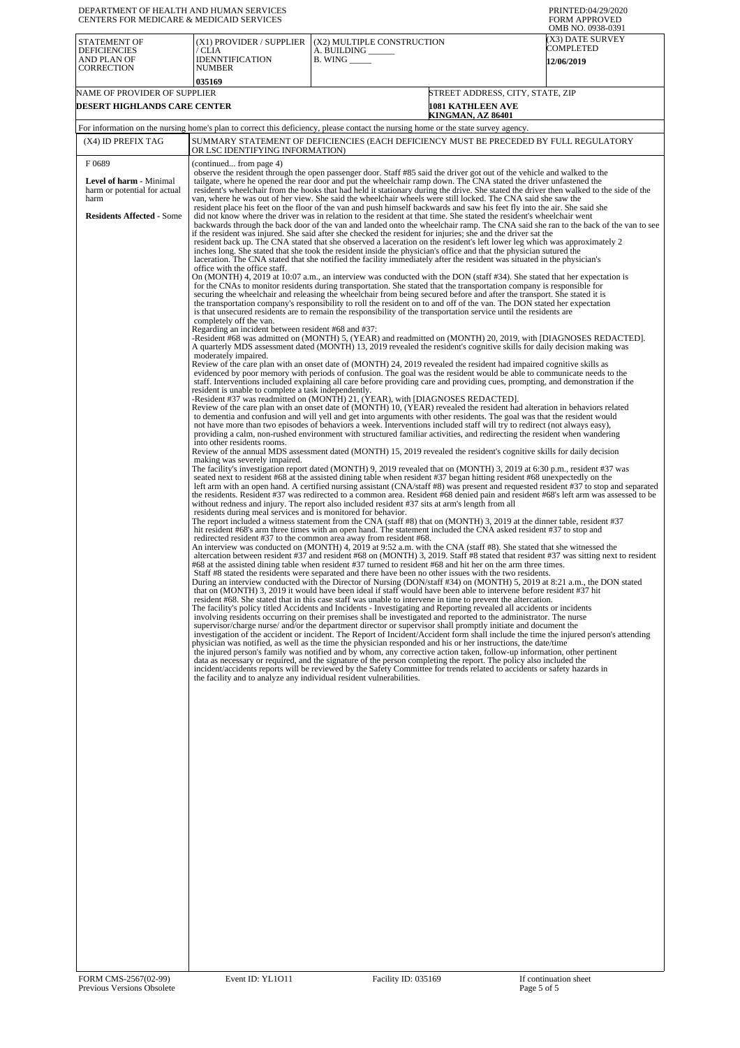DEPARTMENT OF HEALTH AND HUMAN SERVICES
CENTERS FOR MEDICARE & MEDICAID SERVICES

PRINTED:04/29/2020
FORM APPROVED
OMB NO. 0938-0391

| STATEMENT OF DEFICIENCIES AND PLAN OF CORRECTION | (X1) PROVIDER / SUPPLIER / CLIA IDENNTIFICATION NUMBER | (X2) MULTIPLE CONSTRUCTION | (X3) DATE SURVEY COMPLETED |
|---|---|---|---|
| | 035169 | A. BUILDING ______ B. WING _____ | 12/06/2019 |

| NAME OF PROVIDER OF SUPPLIER | STREET ADDRESS, CITY, STATE, ZIP |
|---|---|
| DESERT HIGHLANDS CARE CENTER | 1081 KATHLEEN AVE KINGMAN, AZ 86401 |

For information on the nursing home's plan to correct this deficiency, please contact the nursing home or the state survey agency.

| (X4) ID PREFIX TAG | SUMMARY STATEMENT OF DEFICIENCIES (EACH DEFICIENCY MUST BE PRECEDED BY FULL REGULATORY OR LSC IDENTIFYING INFORMATION) |
|---|---|
| F 0689 **Level of harm** - Minimal harm or potential for actual harm **Residents Affected** - Some | (continued... from page 4) observe the resident through the open passenger door. Staff #85 said the driver got out of the vehicle and walked to the tailgate, where he opened the rear door and put the wheelchair ramp down. The CNA stated the driver unfastened the resident's wheelchair from the hooks that had held it stationary during the drive. She stated the driver then walked to the side of the van, where he was out of her view. She said the wheelchair wheels were still locked. The CNA said she saw the resident place his feet on the floor of the van and push himself backwards and saw his feet fly into the air. She said she did not know where the driver was in relation to the resident at that time. She stated the resident's wheelchair went backwards through the back door of the van and landed onto the wheelchair ramp. The CNA said she ran to the back of the van to see if the resident was injured. She said after she checked the resident for injuries; she and the driver sat the resident back up. The CNA stated that she observed a laceration on the resident's left lower leg which was approximately 2 inches long. She stated that she took the resident inside the physician's office and that the physician sutured the laceration. The CNA stated that she notified the facility immediately after the resident was situated in the physician's office with the office staff. On (MONTH) 4, 2019 at 10:07 a.m., an interview was conducted with the DON (staff #34). She stated that her expectation is for the CNAs to monitor residents during transportation. She stated that the transportation company is responsible for securing the wheelchair and releasing the wheelchair from being secured before and after the transport. She stated it is the transportation company's responsibility to roll the resident on to and off of the van. The DON stated her expectation is that unsecured residents are to remain the responsibility of the transportation service until the residents are completely off the van. Regarding an incident between resident #68 and #37: -Resident #68 was admitted on (MONTH) 5, (YEAR) and readmitted on (MONTH) 20, 2019, with [DIAGNOSES REDACTED]. A quarterly MDS assessment dated (MONTH) 13, 2019 revealed the resident's cognitive skills for daily decision making was moderately impaired. Review of the care plan with an onset date of (MONTH) 24, 2019 revealed the resident had impaired cognitive skills as evidenced by poor memory with periods of confusion. The goal was the resident would be able to communicate needs to the staff. Interventions included explaining all care before providing care and providing cues, prompting, and demonstration if the resident is unable to complete a task independently. -Resident #37 was readmitted on (MONTH) 21, (YEAR), with [DIAGNOSES REDACTED]. Review of the care plan with an onset date of (MONTH) 10, (YEAR) revealed the resident had alteration in behaviors related to dementia and confusion and will yell and get into arguments with other residents. The goal was that the resident would not have more than two episodes of behaviors a week. Interventions included staff will try to redirect (not always easy), providing a calm, non-rushed environment with structured familiar activities, and redirecting the resident when wandering into other residents rooms. Review of the annual MDS assessment dated (MONTH) 15, 2019 revealed the resident's cognitive skills for daily decision making was severely impaired. The facility's investigation report dated (MONTH) 9, 2019 revealed that on (MONTH) 3, 2019 at 6:30 p.m., resident #37 was seated next to resident #68 at the assisted dining table when resident #37 began hitting resident #68 unexpectedly on the left arm with an open hand. A certified nursing assistant (CNA/staff #8) was present and requested resident #37 to stop and separated the residents. Resident #37 was redirected to a common area. Resident #68 denied pain and resident #68's left arm was assessed to be without redness and injury. The report also included resident #37 sits at arm's length from all residents during meal services and is monitored for behavior. The report included a witness statement from the CNA (staff #8) that on (MONTH) 3, 2019 at the dinner table, resident #37 hit resident #68's arm three times with an open hand. The statement included the CNA asked resident #37 to stop and redirected resident #37 to the common area away from resident #68. An interview was conducted on (MONTH) 4, 2019 at 9:52 a.m. with the CNA (staff #8). She stated that she witnessed the altercation between resident #37 and resident #68 on (MONTH) 3, 2019. Staff #8 stated that resident #37 was sitting next to resident #68 at the assisted dining table when resident #37 turned to resident #68 and hit her on the arm three times. Staff #8 stated the residents were separated and there have been no other issues with the two residents. During an interview conducted with the Director of Nursing (DON/staff #34) on (MONTH) 5, 2019 at 8:21 a.m., the DON stated that on (MONTH) 3, 2019 it would have been ideal if staff would have been able to intervene before resident #37 hit resident #68. She stated that in this case staff was unable to intervene in time to prevent the altercation. The facility's policy titled Accidents and Incidents - Investigating and Reporting revealed all accidents or incidents involving residents occurring on their premises shall be investigated and reported to the administrator. The nurse supervisor/charge nurse/ and/or the department director or supervisor shall promptly initiate and document the investigation of the accident or incident. The Report of Incident/Accident form shall include the time the injured person's attending physician was notified, as well as the time the physician responded and his or her instructions, the date/time the injured person's family was notified and by whom, any corrective action taken, follow-up information, other pertinent data as necessary or required, and the signature of the person completing the report. The policy also included the incident/accidents reports will be reviewed by the Safety Committee for trends related to accidents or safety hazards in the facility and to analyze any individual resident vulnerabilities. |

FORM CMS-2567(02-99) Previous Versions Obsolete | Event ID: YL1O11 | Facility ID: 035169 | If continuation sheet